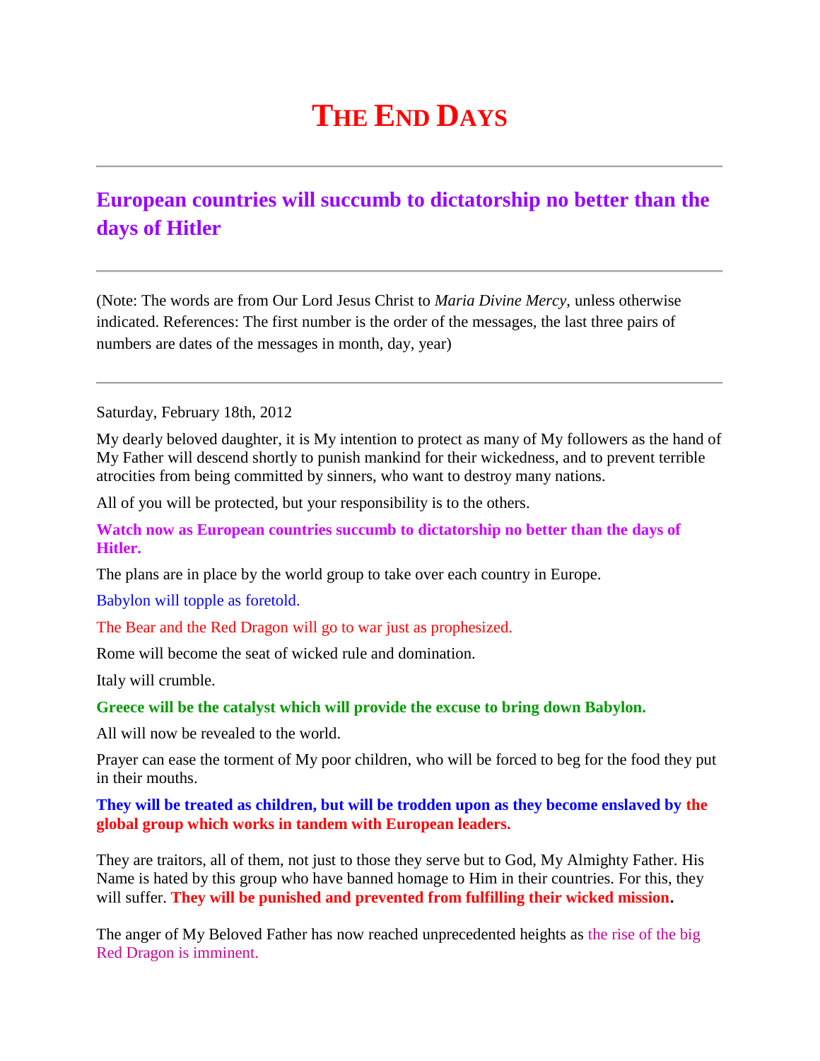# THE END DAYS

---

## European countries will succumb to dictatorship no better than the days of Hitler

---

(Note: The words are from Our Lord Jesus Christ to *Maria Divine Mercy*, unless otherwise indicated. References: The first number is the order of the messages, the last three pairs of numbers are dates of the messages in month, day, year)

---

Saturday, February 18th, 2012

My dearly beloved daughter, it is My intention to protect as many of My followers as the hand of My Father will descend shortly to punish mankind for their wickedness, and to prevent terrible atrocities from being committed by sinners, who want to destroy many nations.

All of you will be protected, but your responsibility is to the others.

**Watch now as European countries succumb to dictatorship no better than the days of Hitler.**

The plans are in place by the world group to take over each country in Europe.

Babylon will topple as foretold.

The Bear and the Red Dragon will go to war just as prophesized.

Rome will become the seat of wicked rule and domination.

Italy will crumble.

**Greece will be the catalyst which will provide the excuse to bring down Babylon.**

All will now be revealed to the world.

Prayer can ease the torment of My poor children, who will be forced to beg for the food they put in their mouths.

**They will be treated as children, but will be trodden upon as they become enslaved by the global group which works in tandem with European leaders.**

They are traitors, all of them, not just to those they serve but to God, My Almighty Father. His Name is hated by this group who have banned homage to Him in their countries. For this, they will suffer. **They will be punished and prevented from fulfilling their wicked mission.**

The anger of My Beloved Father has now reached unprecedented heights as the rise of the big Red Dragon is imminent.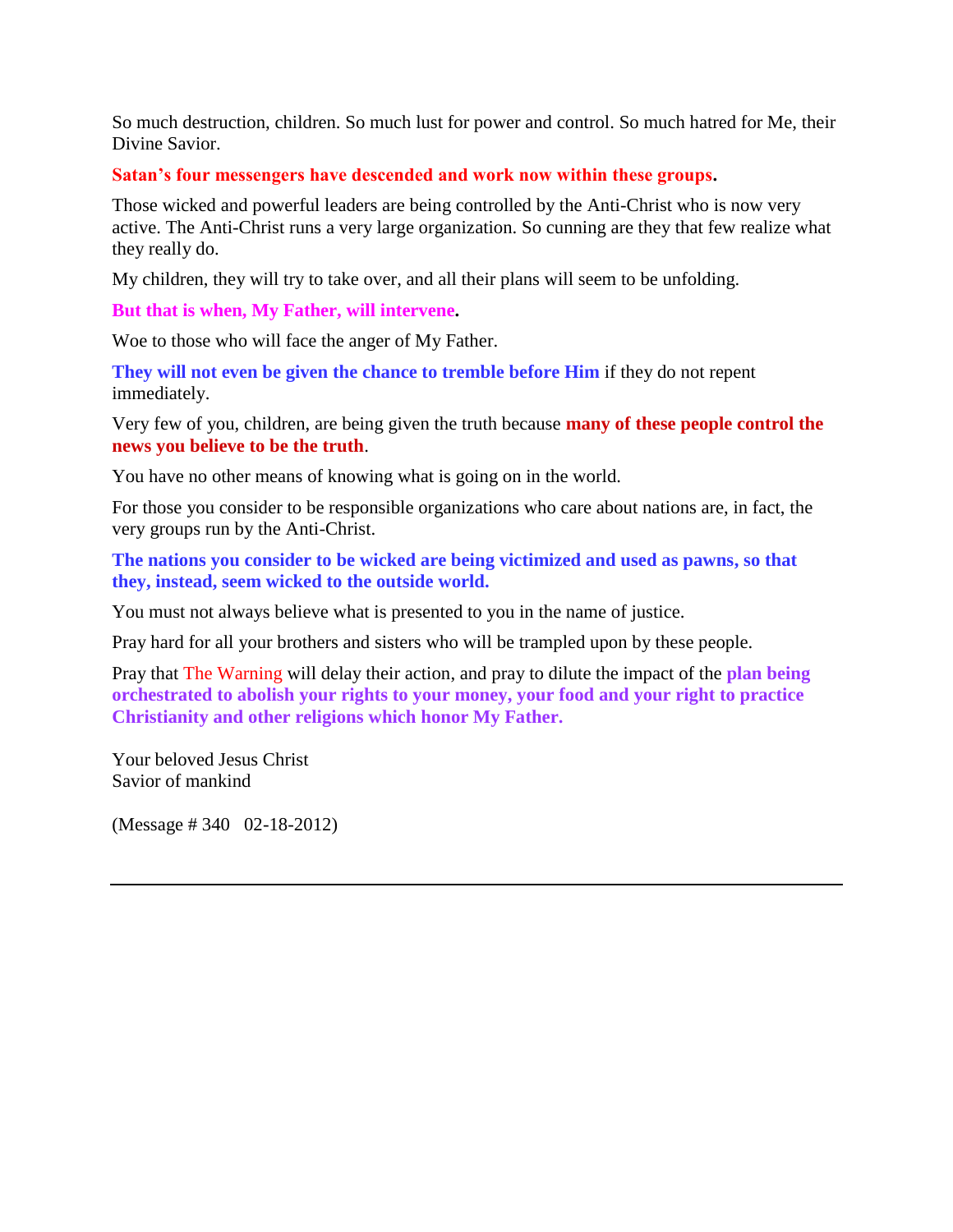So much destruction, children. So much lust for power and control. So much hatred for Me, their Divine Savior.

**Satan's four messengers have descended and work now within these groups.**

Those wicked and powerful leaders are being controlled by the Anti-Christ who is now very active. The Anti-Christ runs a very large organization. So cunning are they that few realize what they really do.

My children, they will try to take over, and all their plans will seem to be unfolding.

**But that is when, My Father, will intervene.**

Woe to those who will face the anger of My Father.

**They will not even be given the chance to tremble before Him** if they do not repent immediately.

Very few of you, children, are being given the truth because **many of these people control the news you believe to be the truth**.

You have no other means of knowing what is going on in the world.

For those you consider to be responsible organizations who care about nations are, in fact, the very groups run by the Anti-Christ.

**The nations you consider to be wicked are being victimized and used as pawns, so that they, instead, seem wicked to the outside world.**

You must not always believe what is presented to you in the name of justice.

Pray hard for all your brothers and sisters who will be trampled upon by these people.

Pray that The Warning will delay their action, and pray to dilute the impact of the **plan being orchestrated to abolish your rights to your money, your food and your right to practice Christianity and other religions which honor My Father.**

Your beloved Jesus Christ
Savior of mankind

(Message # 340 02-18-2012)

---